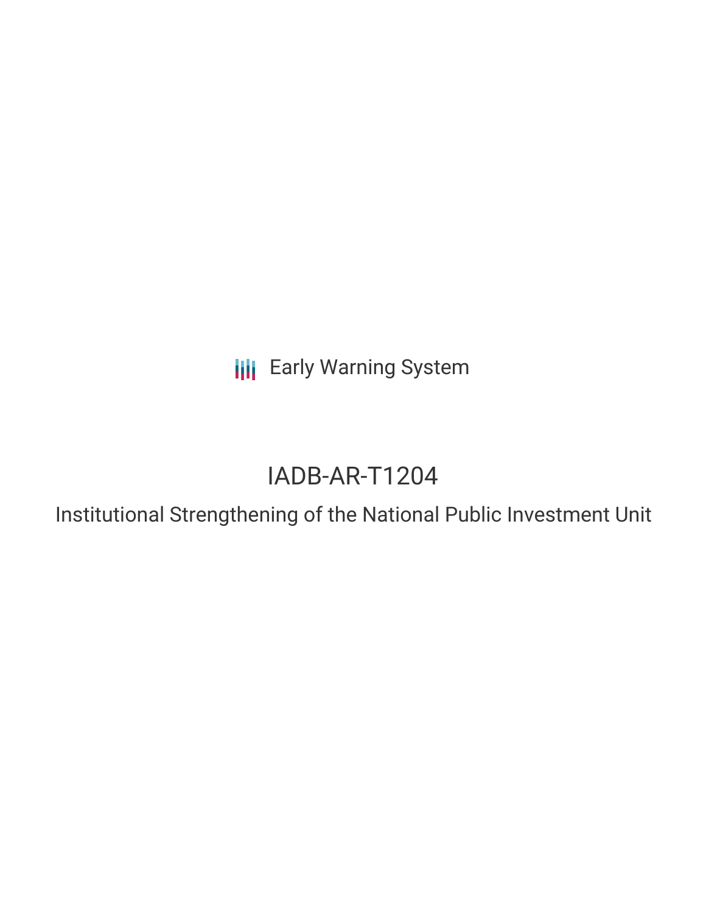Early Warning System

# IADB-AR-T1204

## Institutional Strengthening of the National Public Investment Unit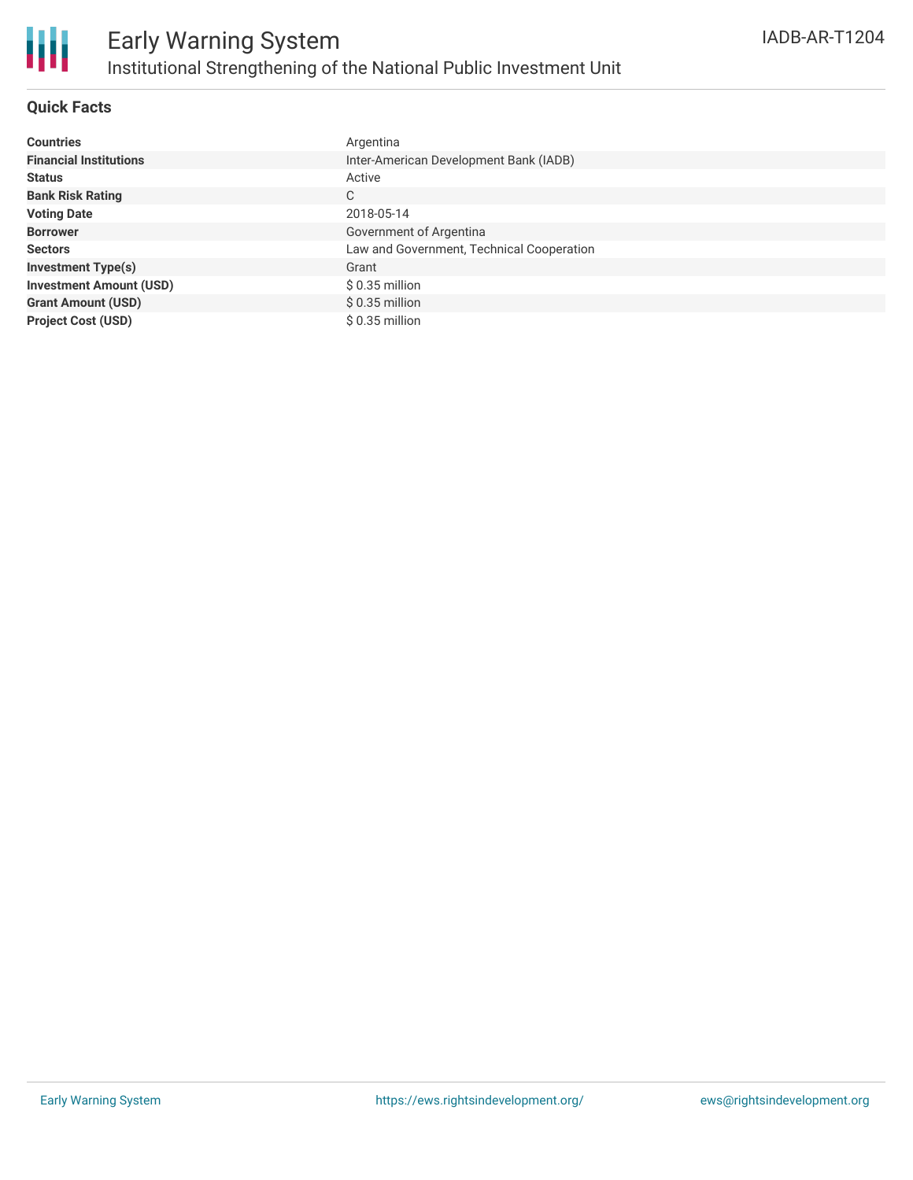# Early Warning System
## Institutional Strengthening of the National Public Investment Unit

IADB-AR-T1204

### Quick Facts

| | |
|---|---|
| **Countries** | Argentina |
| **Financial Institutions** | Inter-American Development Bank (IADB) |
| **Status** | Active |
| **Bank Risk Rating** | C |
| **Voting Date** | 2018-05-14 |
| **Borrower** | Government of Argentina |
| **Sectors** | Law and Government, Technical Cooperation |
| **Investment Type(s)** | Grant |
| **Investment Amount (USD)** | $ 0.35 million |
| **Grant Amount (USD)** | $ 0.35 million |
| **Project Cost (USD)** | $ 0.35 million |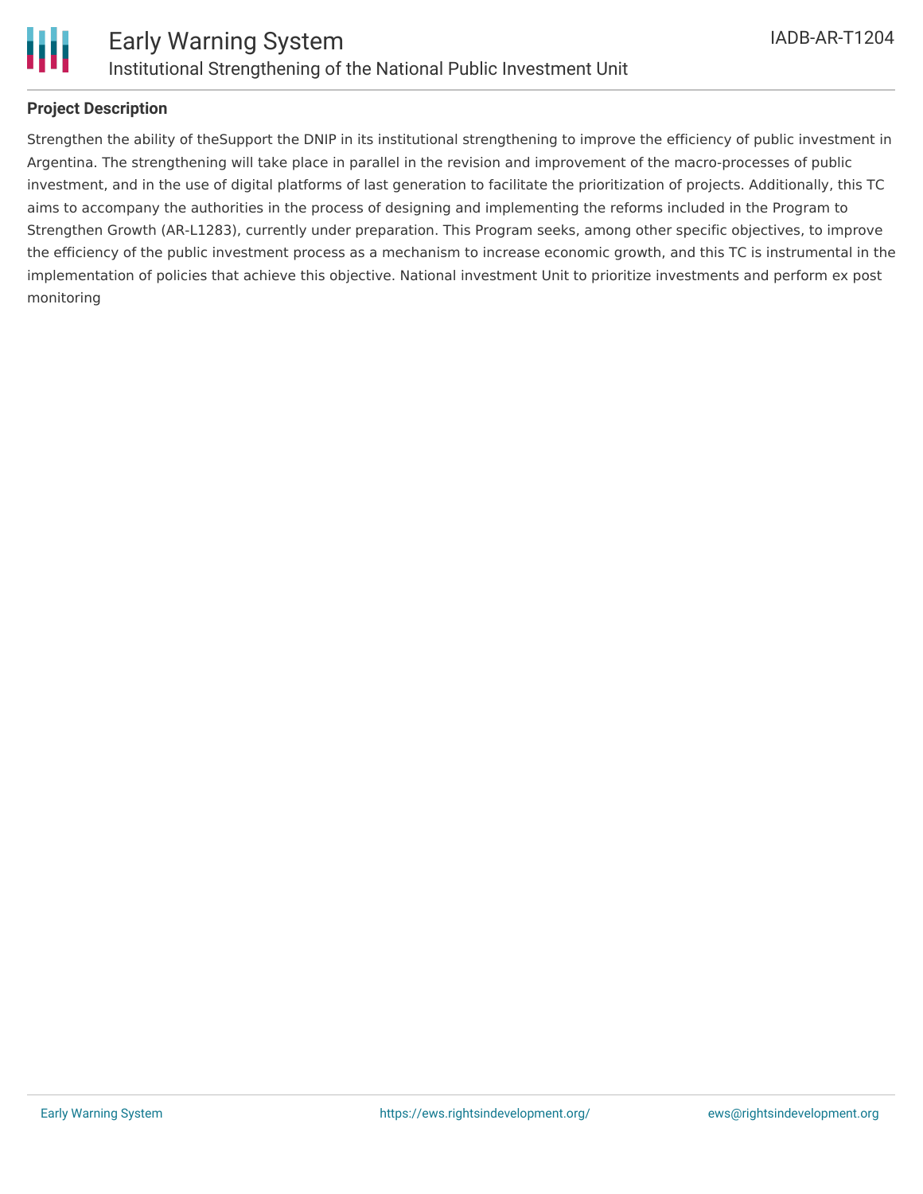## Project Description

Strengthen the ability of theSupport the DNIP in its institutional strengthening to improve the efficiency of public investment in Argentina. The strengthening will take place in parallel in the revision and improvement of the macro-processes of public investment, and in the use of digital platforms of last generation to facilitate the prioritization of projects. Additionally, this TC aims to accompany the authorities in the process of designing and implementing the reforms included in the Program to Strengthen Growth (AR-L1283), currently under preparation. This Program seeks, among other specific objectives, to improve the efficiency of the public investment process as a mechanism to increase economic growth, and this TC is instrumental in the implementation of policies that achieve this objective. National investment Unit to prioritize investments and perform ex post monitoring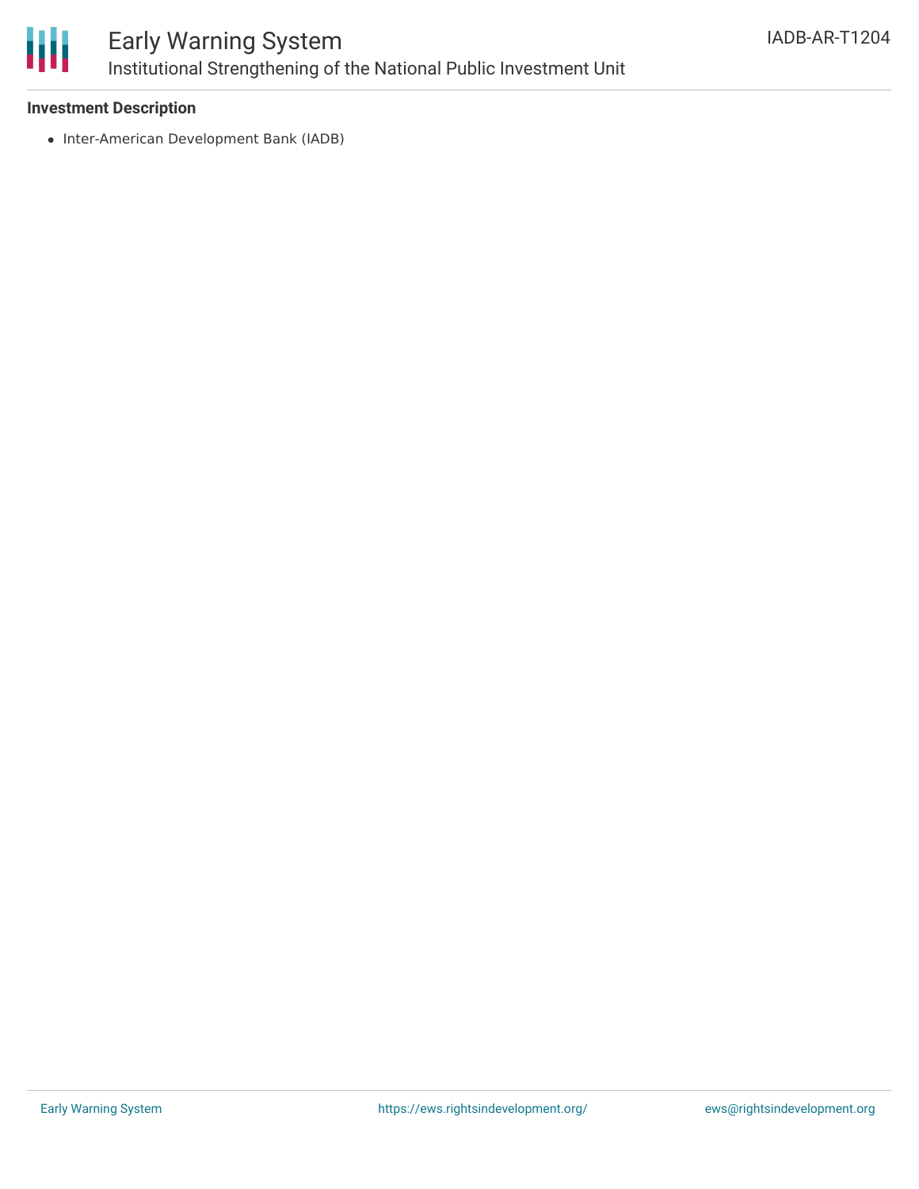**Investment Description**

- Inter-American Development Bank (IADB)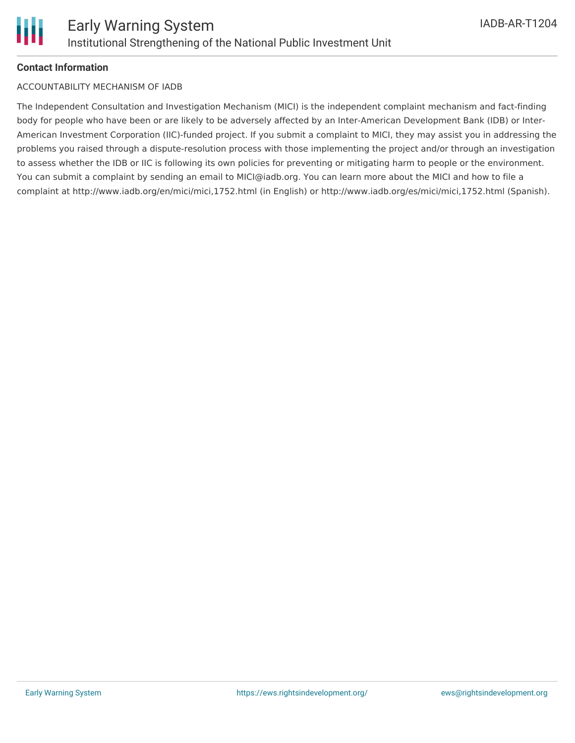**Contact Information**

ACCOUNTABILITY MECHANISM OF IADB

The Independent Consultation and Investigation Mechanism (MICI) is the independent complaint mechanism and fact-finding body for people who have been or are likely to be adversely affected by an Inter-American Development Bank (IDB) or Inter-American Investment Corporation (IIC)-funded project. If you submit a complaint to MICI, they may assist you in addressing the problems you raised through a dispute-resolution process with those implementing the project and/or through an investigation to assess whether the IDB or IIC is following its own policies for preventing or mitigating harm to people or the environment. You can submit a complaint by sending an email to MICI@iadb.org. You can learn more about the MICI and how to file a complaint at http://www.iadb.org/en/mici/mici,1752.html (in English) or http://www.iadb.org/es/mici/mici,1752.html (Spanish).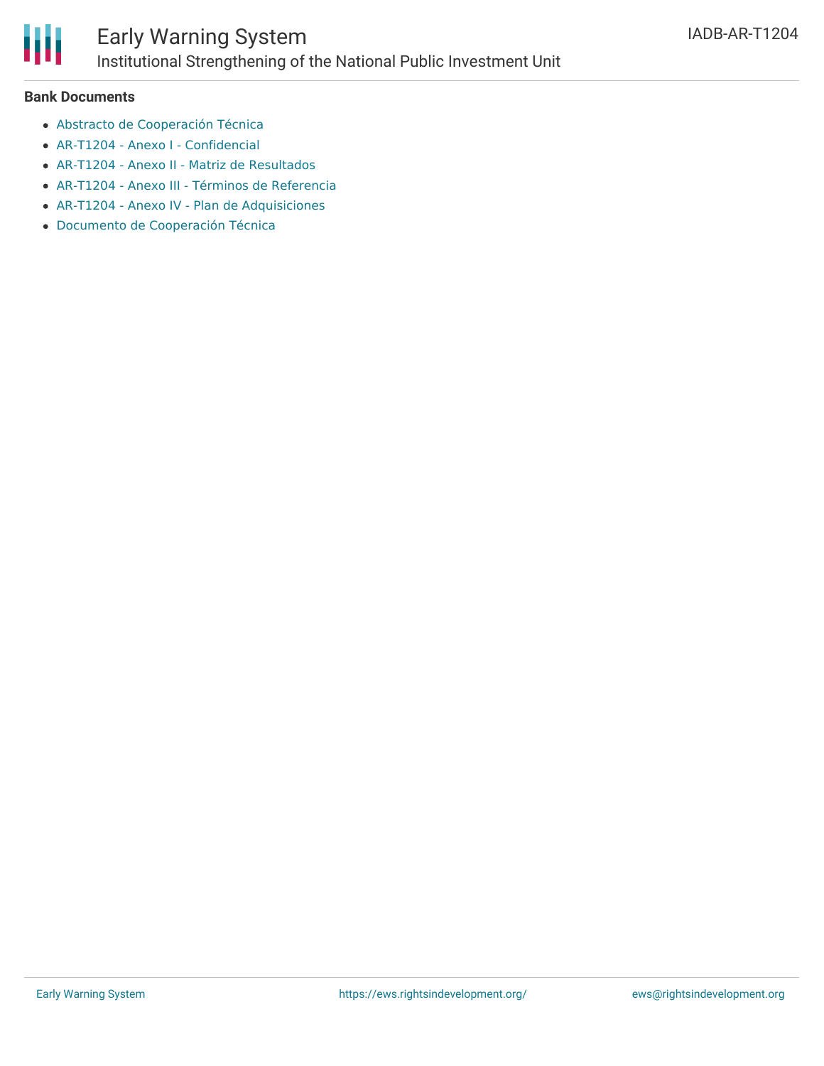**Bank Documents**

- Abstracto de Cooperación Técnica
- AR-T1204 - Anexo I - Confidencial
- AR-T1204 - Anexo II - Matriz de Resultados
- AR-T1204 - Anexo III - Términos de Referencia
- AR-T1204 - Anexo IV - Plan de Adquisiciones
- Documento de Cooperación Técnica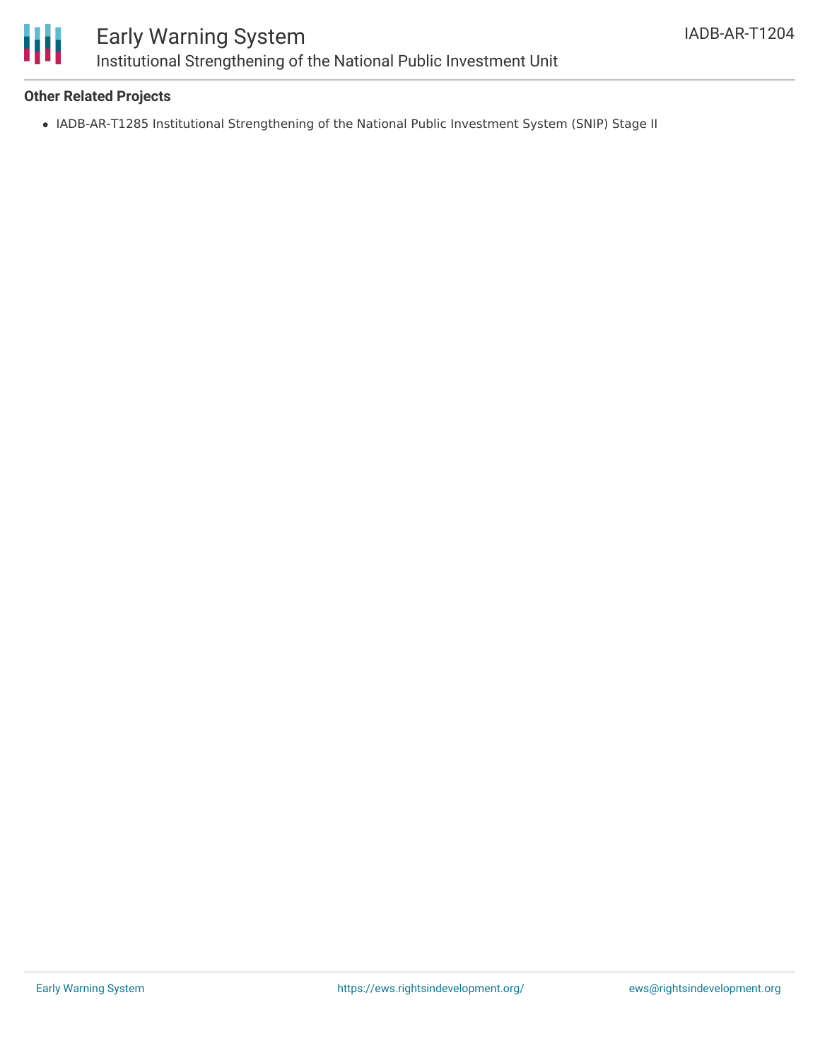**Other Related Projects**

- IADB-AR-T1285 Institutional Strengthening of the National Public Investment System (SNIP) Stage II